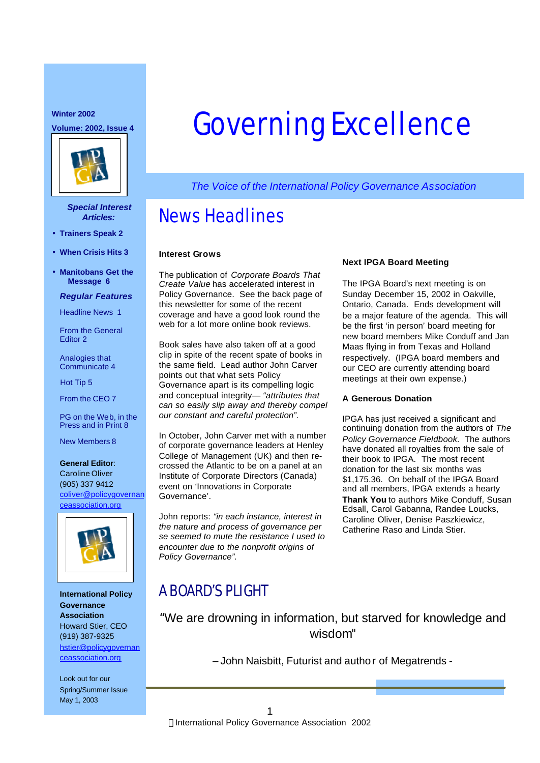Winter 2002

Volume: 2002, Issue 4

# Governing Excellence

*The Voice of the International Policy Governance Association*

***Special Interest Articles:***

- **Trainers Speak 2**
- **When Crisis Hits 3**
- **Manitobans Get the Message 6**

***Regular Features***

Headline News 1

From the General Editor 2

Analogies that Communicate 4

Hot Tip 5

From the CEO 7

PG on the Web, in the Press and in Print 8

New Members 8

**General Editor**:
Caroline Oliver
(905) 337 9412
coliver@policygovernanceassociation.org

**International Policy Governance Association**
Howard Stier, CEO
(919) 387-9325
hstier@policygovernanceassociation.org

Look out for our Spring/Summer Issue May 1, 2003

## News Headlines

### Interest Grows

The publication of *Corporate Boards That Create Value* has accelerated interest in Policy Governance. See the back page of this newsletter for some of the recent coverage and have a good look round the web for a lot more online book reviews.

Book sales have also taken off at a good clip in spite of the recent spate of books in the same field. Lead author John Carver points out that what sets Policy Governance apart is its compelling logic and conceptual integrity— *"attributes that can so easily slip away and thereby compel our constant and careful protection".*

In October, John Carver met with a number of corporate governance leaders at Henley College of Management (UK) and then re-crossed the Atlantic to be on a panel at an Institute of Corporate Directors (Canada) event on 'Innovations in Corporate Governance'.

John reports: *"in each instance, interest in the nature and process of governance per se seemed to mute the resistance I used to encounter due to the nonprofit origins of Policy Governance".*

### Next IPGA Board Meeting

The IPGA Board's next meeting is on Sunday December 15, 2002 in Oakville, Ontario, Canada. Ends development will be a major feature of the agenda. This will be the first 'in person' board meeting for new board members Mike Conduff and Jan Maas flying in from Texas and Holland respectively. (IPGA board members and our CEO are currently attending board meetings at their own expense.)

### A Generous Donation

IPGA has just received a significant and continuing donation from the authors of *The Policy Governance Fieldbook.* The authors have donated all royalties from the sale of their book to IPGA. The most recent donation for the last six months was $1,175.36. On behalf of the IPGA Board and all members, IPGA extends a hearty **Thank You** to authors Mike Conduff, Susan Edsall, Carol Gabanna, Randee Loucks, Caroline Oliver, Denise Paszkiewicz, Catherine Raso and Linda Stier.

## A BOARD'S PLIGHT

"We are drowning in information, but starved for knowledge and wisdom"

– John Naisbitt, Futurist and author of Megatrends -

International Policy Governance Association 2002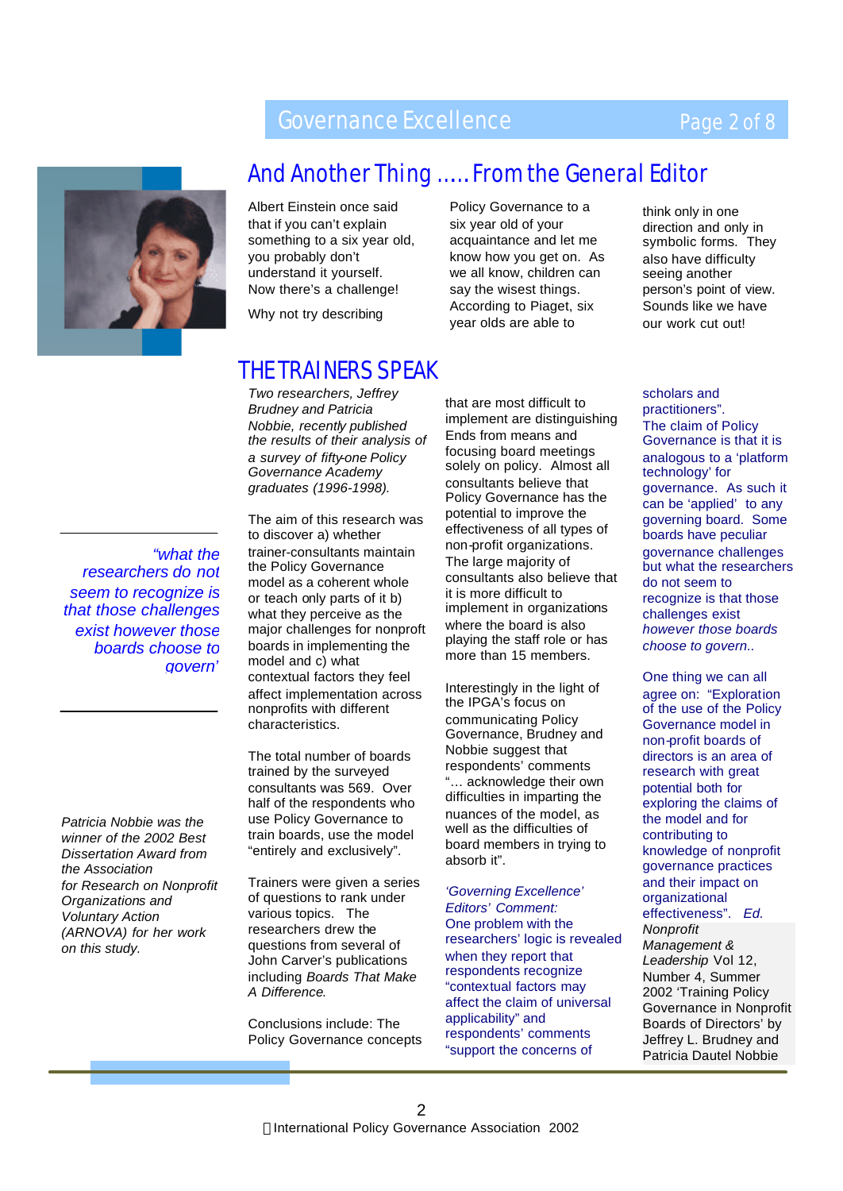## And Another Thing ..... From the General Editor

Albert Einstein once said that if you can't explain something to a six year old, you probably don't understand it yourself. Now there's a challenge!

Why not try describing Policy Governance to a six year old of your acquaintance and let me know how you get on. As we all know, children can say the wisest things. According to Piaget, six year olds are able to think only in one direction and only in symbolic forms. They also have difficulty seeing another person's point of view. Sounds like we have our work cut out!

## THE TRAINERS SPEAK

*Two researchers, Jeffrey Brudney and Patricia Nobbie, recently published the results of their analysis of a survey of fifty-one Policy Governance Academy graduates (1996-1998).*

The aim of this research was to discover a) whether trainer-consultants maintain the Policy Governance model as a coherent whole or teach only parts of it b) what they perceive as the major challenges for nonprofit boards in implementing the model and c) what contextual factors they feel affect implementation across nonprofits with different characteristics.

The total number of boards trained by the surveyed consultants was 569. Over half of the respondents who use Policy Governance to train boards, use the model "entirely and exclusively".

Trainers were given a series of questions to rank under various topics. The researchers drew the questions from several of John Carver's publications including *Boards That Make A Difference*.

Conclusions include: The Policy Governance concepts that are most difficult to implement are distinguishing Ends from means and focusing board meetings solely on policy. Almost all consultants believe that Policy Governance has the potential to improve the effectiveness of all types of non-profit organizations. The large majority of consultants also believe that it is more difficult to implement in organizations where the board is also playing the staff role or has more than 15 members.

Interestingly in the light of the IPGA's focus on communicating Policy Governance, Brudney and Nobbie suggest that respondents' comments "... acknowledge their own difficulties in imparting the nuances of the model, as well as the difficulties of board members in trying to absorb it".

*'Governing Excellence' Editors' Comment:*
One problem with the researchers' logic is revealed when they report that respondents recognize "contextual factors may affect the claim of universal applicability" and respondents' comments "support the concerns of scholars and practitioners".
The claim of Policy Governance is that it is analogous to a 'platform technology' for governance. As such it can be 'applied' to any governing board. Some boards have peculiar governance challenges but what the researchers do not seem to recognize is that those challenges exist *however those boards choose to govern..*

*"what the researchers do not seem to recognize is that those challenges exist however those boards choose to govern'*

One thing we can all agree on: "Exploration of the use of the Policy Governance model in non-profit boards of directors is an area of research with great potential both for exploring the claims of the model and for contributing to knowledge of nonprofit governance practices and their impact on organizational effectiveness". *Ed.*

*Nonprofit Management & Leadership* Vol 12, Number 4, Summer 2002 'Training Policy Governance in Nonprofit Boards of Directors' by Jeffrey L. Brudney and Patricia Dautel Nobbie

*Patricia Nobbie was the winner of the 2002 Best Dissertation Award from the Association for Research on Nonprofit Organizations and Voluntary Action (ARNOVA) for her work on this study.*

International Policy Governance Association 2002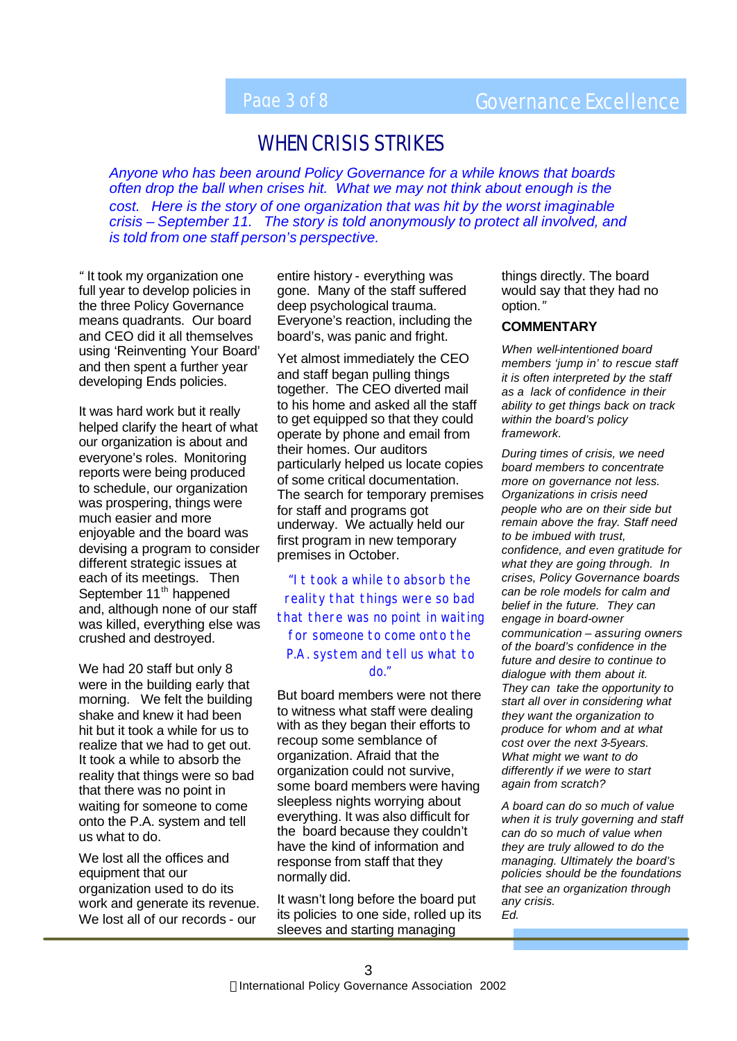# WHEN CRISIS STRIKES

*Anyone who has been around Policy Governance for a while knows that boards often drop the ball when crises hit. What we may not think about enough is the cost. Here is the story of one organization that was hit by the worst imaginable crisis – September 11. The story is told anonymously to protect all involved, and is told from one staff person's perspective.*

" It took my organization one full year to develop policies in the three Policy Governance means quadrants. Our board and CEO did it all themselves using 'Reinventing Your Board' and then spent a further year developing Ends policies.

It was hard work but it really helped clarify the heart of what our organization is about and everyone's roles. Monitoring reports were being produced to schedule, our organization was prospering, things were much easier and more enjoyable and the board was devising a program to consider different strategic issues at each of its meetings. Then September 11th happened and, although none of our staff was killed, everything else was crushed and destroyed.

We had 20 staff but only 8 were in the building early that morning. We felt the building shake and knew it had been hit but it took a while for us to realize that we had to get out. It took a while to absorb the reality that things were so bad that there was no point in waiting for someone to come onto the P.A. system and tell us what to do.

We lost all the offices and equipment that our organization used to do its work and generate its revenue. We lost all of our records - our entire history - everything was gone. Many of the staff suffered deep psychological trauma. Everyone's reaction, including the board's, was panic and fright.

Yet almost immediately the CEO and staff began pulling things together. The CEO diverted mail to his home and asked all the staff to get equipped so that they could operate by phone and email from their homes. Our auditors particularly helped us locate copies of some critical documentation. The search for temporary premises for staff and programs got underway. We actually held our first program in new temporary premises in October.

> "It took a while to absorb the reality that things were so bad that there was no point in waiting for someone to come onto the P.A. system and tell us what to do."

But board members were not there to witness what staff were dealing with as they began their efforts to recoup some semblance of organization. Afraid that the organization could not survive, some board members were having sleepless nights worrying about everything. It was also difficult for the board because they couldn't have the kind of information and response from staff that they normally did.

It wasn't long before the board put its policies to one side, rolled up its sleeves and starting managing things directly. The board would say that they had no option."

### COMMENTARY

*When well-intentioned board members 'jump in' to rescue staff it is often interpreted by the staff as a lack of confidence in their ability to get things back on track within the board's policy framework.*

*During times of crisis, we need board members to concentrate more on governance not less. Organizations in crisis need people who are on their side but remain above the fray. Staff need to be imbued with trust, confidence, and even gratitude for what they are going through. In crises, Policy Governance boards can be role models for calm and belief in the future. They can engage in board-owner communication – assuring owners of the board's confidence in the future and desire to continue to dialogue with them about it. They can take the opportunity to start all over in considering what they want the organization to produce for whom and at what cost over the next 3-5years. What might we want to do differently if we were to start again from scratch?*

*A board can do so much of value when it is truly governing and staff can do so much of value when they are truly allowed to do the managing. Ultimately the board's policies should be the foundations that see an organization through any crisis.*
*Ed.*

©International Policy Governance Association 2002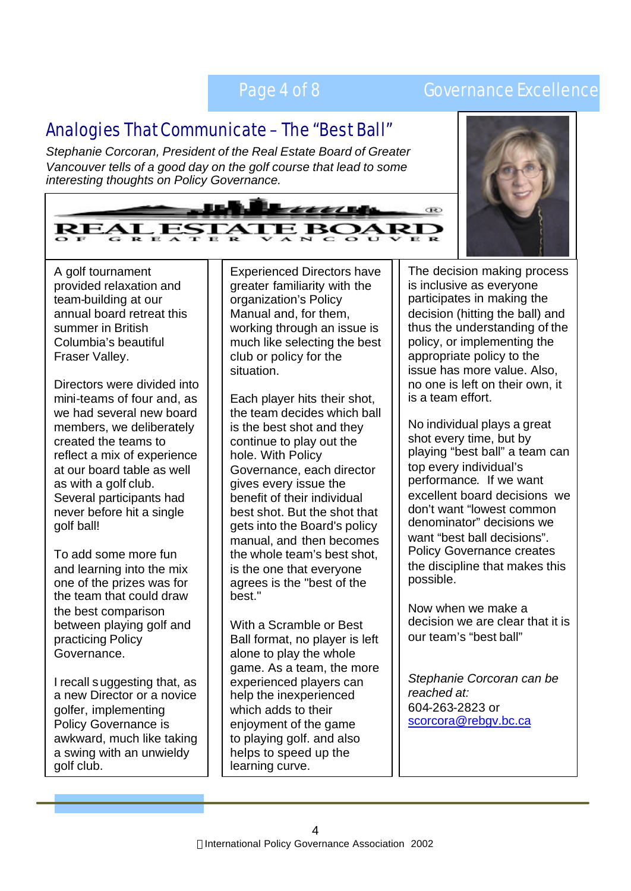# Analogies That Communicate – The "Best Ball"

*Stephanie Corcoran, President of the Real Estate Board of Greater Vancouver tells of a good day on the golf course that lead to some interesting thoughts on Policy Governance.*

REAL ESTATE BOARD OF GREATER VANCOUVER

A golf tournament provided relaxation and team-building at our annual board retreat this summer in British Columbia's beautiful Fraser Valley.

Directors were divided into mini-teams of four and, as we had several new board members, we deliberately created the teams to reflect a mix of experience at our board table as well as with a golf club. Several participants had never before hit a single golf ball!

To add some more fun and learning into the mix one of the prizes was for the team that could draw the best comparison between playing golf and practicing Policy Governance.

I recall suggesting that, as a new Director or a novice golfer, implementing Policy Governance is awkward, much like taking a swing with an unwieldy golf club.

Experienced Directors have greater familiarity with the organization's Policy Manual and, for them, working through an issue is much like selecting the best club or policy for the situation.

Each player hits their shot, the team decides which ball is the best shot and they continue to play out the hole. With Policy Governance, each director gives every issue the benefit of their individual best shot. But the shot that gets into the Board's policy manual, and then becomes the whole team's best shot, is the one that everyone agrees is the "best of the best."

With a Scramble or Best Ball format, no player is left alone to play the whole game. As a team, the more experienced players can help the inexperienced which adds to their enjoyment of the game to playing golf. and also helps to speed up the learning curve.

The decision making process is inclusive as everyone participates in making the decision (hitting the ball) and thus the understanding of the policy, or implementing the appropriate policy to the issue has more value. Also, no one is left on their own, it is a team effort.

No individual plays a great shot every time, but by playing "best ball" a team can top every individual's performance. If we want excellent board decisions we don't want "lowest common denominator" decisions we want "best ball decisions". Policy Governance creates the discipline that makes this possible.

Now when we make a decision we are clear that it is our team's "best ball"

*Stephanie Corcoran can be reached at:*
604-263-2823 or
scorcora@rebgv.bc.ca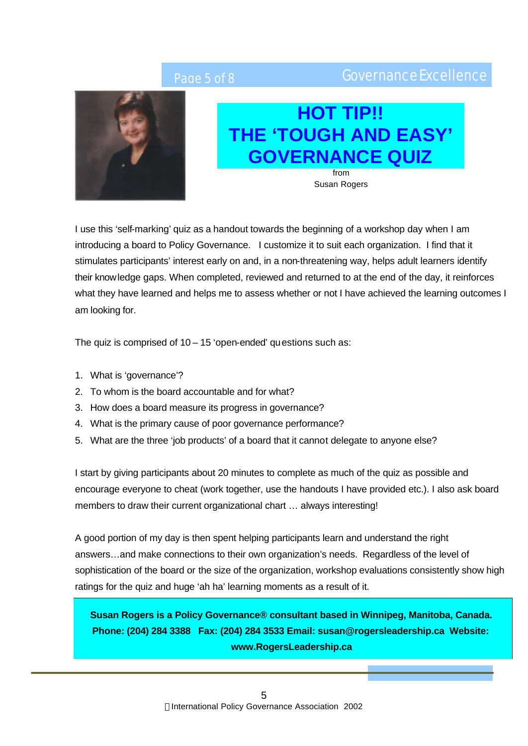# HOT TIP!! THE 'TOUGH AND EASY' GOVERNANCE QUIZ

from
Susan Rogers

I use this 'self-marking' quiz as a handout towards the beginning of a workshop day when I am introducing a board to Policy Governance. I customize it to suit each organization. I find that it stimulates participants' interest early on and, in a non-threatening way, helps adult learners identify their knowledge gaps. When completed, reviewed and returned to at the end of the day, it reinforces what they have learned and helps me to assess whether or not I have achieved the learning outcomes I am looking for.

The quiz is comprised of 10 – 15 'open-ended' questions such as:

1. What is 'governance'?
2. To whom is the board accountable and for what?
3. How does a board measure its progress in governance?
4. What is the primary cause of poor governance performance?
5. What are the three 'job products' of a board that it cannot delegate to anyone else?

I start by giving participants about 20 minutes to complete as much of the quiz as possible and encourage everyone to cheat (work together, use the handouts I have provided etc.). I also ask board members to draw their current organizational chart … always interesting!

A good portion of my day is then spent helping participants learn and understand the right answers…and make connections to their own organization's needs. Regardless of the level of sophistication of the board or the size of the organization, workshop evaluations consistently show high ratings for the quiz and huge 'ah ha' learning moments as a result of it.

**Susan Rogers is a Policy Governance® consultant based in Winnipeg, Manitoba, Canada. Phone: (204) 284 3388 Fax: (204) 284 3533 Email: susan@rogersleadership.ca Website: www.RogersLeadership.ca**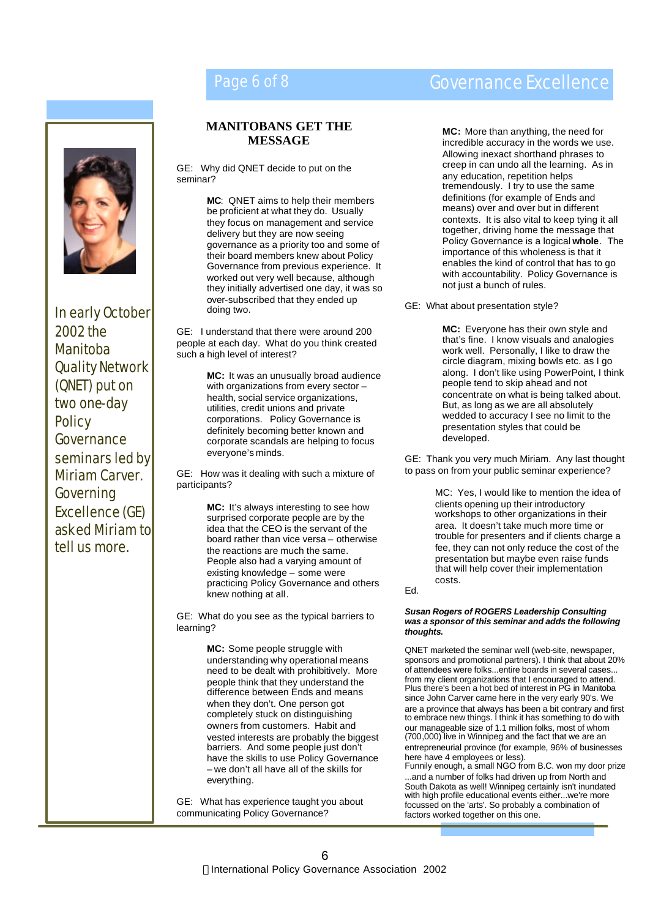In early October 2002 the Manitoba Quality Network (QNET) put on two one-day Policy Governance seminars led by Miriam Carver. Governing Excellence (GE) asked Miriam to tell us more.

## MANITOBANS GET THE MESSAGE

GE: Why did QNET decide to put on the seminar?

> **MC**: QNET aims to help their members be proficient at what they do. Usually they focus on management and service delivery but they are now seeing governance as a priority too and some of their board members knew about Policy Governance from previous experience. It worked out very well because, although they initially advertised one day, it was so over-subscribed that they ended up doing two.

GE: I understand that there were around 200 people at each day. What do you think created such a high level of interest?

> **MC:** It was an unusually broad audience with organizations from every sector – health, social service organizations, utilities, credit unions and private corporations. Policy Governance is definitely becoming better known and corporate scandals are helping to focus everyone's minds.

GE: How was it dealing with such a mixture of participants?

> **MC:** It's always interesting to see how surprised corporate people are by the idea that the CEO is the servant of the board rather than vice versa – otherwise the reactions are much the same. People also had a varying amount of existing knowledge – some were practicing Policy Governance and others knew nothing at all.

GE: What do you see as the typical barriers to learning?

> **MC:** Some people struggle with understanding why operational means need to be dealt with prohibitively. More people think that they understand the difference between Ends and means when they don't. One person got completely stuck on distinguishing owners from customers. Habit and vested interests are probably the biggest barriers. And some people just don't have the skills to use Policy Governance – we don't all have all of the skills for everything.

GE: What has experience taught you about communicating Policy Governance?

> **MC:** More than anything, the need for incredible accuracy in the words we use. Allowing inexact shorthand phrases to creep in can undo all the learning. As in any education, repetition helps tremendously. I try to use the same definitions (for example of Ends and means) over and over but in different contexts. It is also vital to keep tying it all together, driving home the message that Policy Governance is a logical **whole**. The importance of this wholeness is that it enables the kind of control that has to go with accountability. Policy Governance is not just a bunch of rules.

GE: What about presentation style?

> **MC:** Everyone has their own style and that's fine. I know visuals and analogies work well. Personally, I like to draw the circle diagram, mixing bowls etc. as I go along. I don't like using PowerPoint, I think people tend to skip ahead and not concentrate on what is being talked about. But, as long as we are all absolutely wedded to accuracy I see no limit to the presentation styles that could be developed.

GE: Thank you very much Miriam. Any last thought to pass on from your public seminar experience?

> MC: Yes, I would like to mention the idea of clients opening up their introductory workshops to other organizations in their area. It doesn't take much more time or trouble for presenters and if clients charge a fee, they can not only reduce the cost of the presentation but maybe even raise funds that will help cover their implementation costs.

Ed.

***Susan Rogers of ROGERS Leadership Consulting was a sponsor of this seminar and adds the following thoughts.***

QNET marketed the seminar well (web-site, newspaper, sponsors and promotional partners). I think that about 20% of attendees were folks...entire boards in several cases... from my client organizations that I encouraged to attend. Plus there's been a hot bed of interest in PG in Manitoba since John Carver came here in the very early 90's. We are a province that always has been a bit contrary and first to embrace new things. I think it has something to do with our manageable size of 1.1 million folks, most of whom (700,000) live in Winnipeg and the fact that we are an entrepreneurial province (for example, 96% of businesses here have 4 employees or less).
Funnily enough, a small NGO from B.C. won my door prize ...and a number of folks had driven up from North and South Dakota as well! Winnipeg certainly isn't inundated with high profile educational events either...we're more focussed on the 'arts'. So probably a combination of factors worked together on this one.

© International Policy Governance Association 2002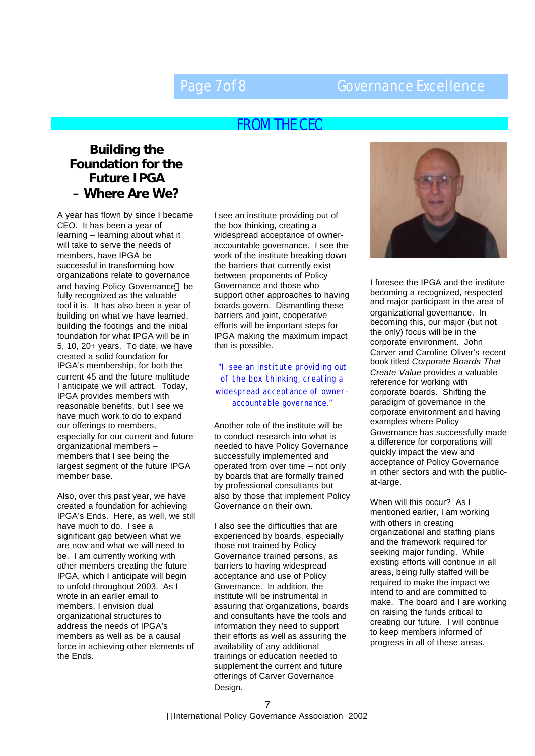## FROM THE CEO

# Building the Foundation for the Future IPGA – Where Are We?

A year has flown by since I became CEO. It has been a year of learning – learning about what it will take to serve the needs of members, have IPGA be successful in transforming how organizations relate to governance and having Policy Governance be fully recognized as the valuable tool it is. It has also been a year of building on what we have learned, building the footings and the initial foundation for what IPGA will be in 5, 10, 20+ years. To date, we have created a solid foundation for IPGA's membership, for both the current 45 and the future multitude I anticipate we will attract. Today, IPGA provides members with reasonable benefits, but I see we have much work to do to expand our offerings to members, especially for our current and future organizational members – members that I see being the largest segment of the future IPGA member base.

Also, over this past year, we have created a foundation for achieving IPGA's Ends. Here, as well, we still have much to do. I see a significant gap between what we are now and what we will need to be. I am currently working with other members creating the future IPGA, which I anticipate will begin to unfold throughout 2003. As I wrote in an earlier edition to members, I envision dual organizational structures to address the needs of IPGA's members as well as be a causal force in achieving other elements of the Ends.

I see an institute providing out of the box thinking, creating a widespread acceptance of owner-accountable governance. I see the work of the institute breaking down the barriers that currently exist between proponents of Policy Governance and those who support other approaches to having boards govern. Dismantling these barriers and joint, cooperative efforts will be important steps for IPGA making the maximum impact that is possible.

*"I see an institute providing out of the box thinking, creating a widespread acceptance of owner-accountable governance."*

Another role of the institute will be to conduct research into what is needed to have Policy Governance successfully implemented and operated from over time – not only by boards that are formally trained by professional consultants but also by those that implement Policy Governance on their own.

I also see the difficulties that are experienced by boards, especially those not trained by Policy Governance trained persons, as barriers to having widespread acceptance and use of Policy Governance. In addition, the institute will be instrumental in assuring that organizations, boards and consultants have the tools and information they need to support their efforts as well as assuring the availability of any additional trainings or education needed to supplement the current and future offerings of Carver Governance Design.

I foresee the IPGA and the institute becoming a recognized, respected and major participant in the area of organizational governance. In becoming this, our major (but not the only) focus will be in the corporate environment. John Carver and Caroline Oliver's recent book titled *Corporate Boards That Create Value* provides a valuable reference for working with corporate boards. Shifting the paradigm of governance in the corporate environment and having examples where Policy Governance has successfully made a difference for corporations will quickly impact the view and acceptance of Policy Governance in other sectors and with the public-at-large.

When will this occur? As I mentioned earlier, I am working with others in creating organizational and staffing plans and the framework required for seeking major funding. While existing efforts will continue in all areas, being fully staffed will be required to make the impact we intend to and are committed to make. The board and I are working on raising the funds critical to creating our future. I will continue to keep members informed of progress in all of these areas.

International Policy Governance Association 2002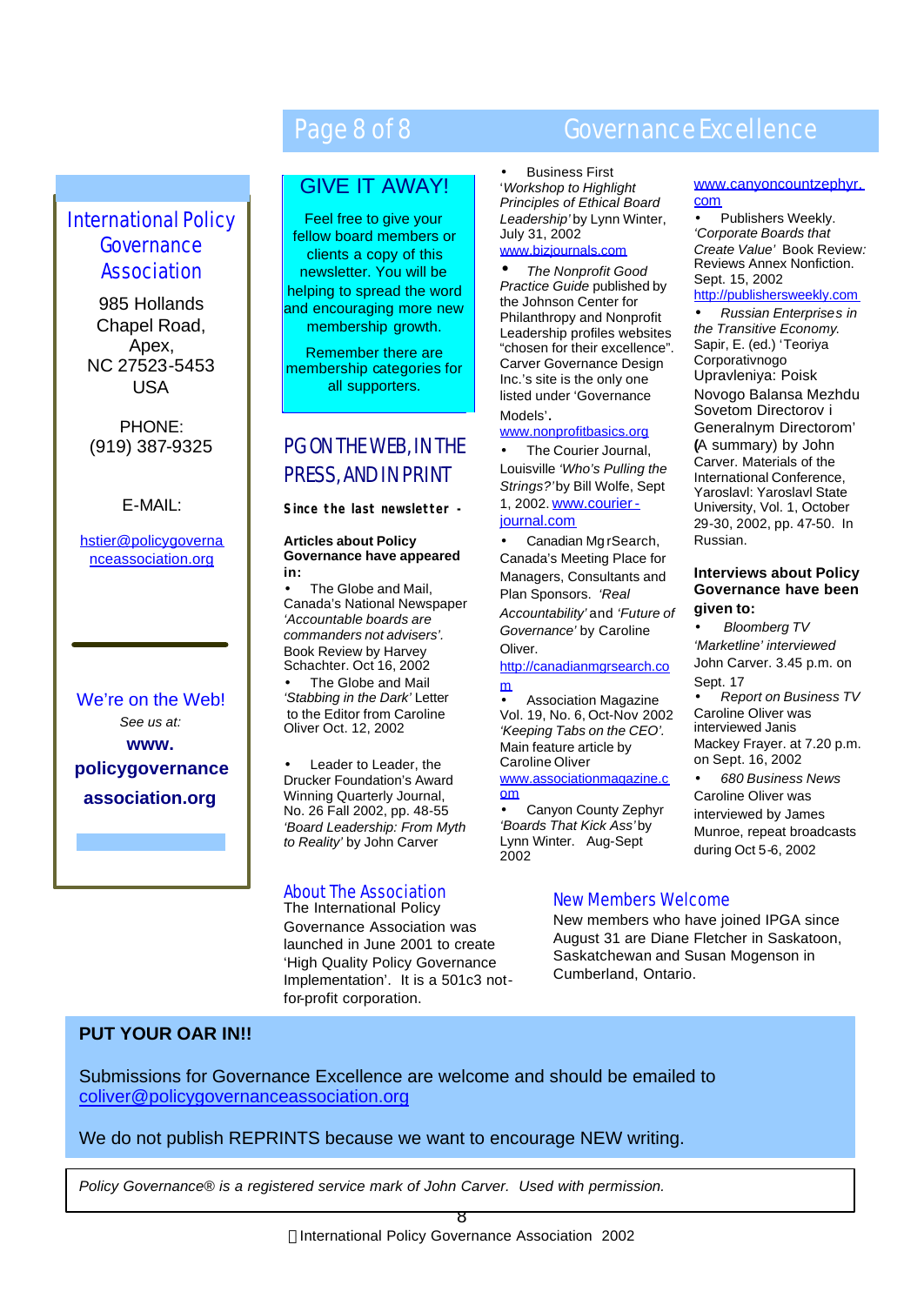## International Policy Governance Association

985 Hollands Chapel Road,
Apex,
NC 27523-5453
USA

PHONE:
(919) 387-9325

E-MAIL:

hstier@policygovernanceassociation.org

We're on the Web!
*See us at:*
**www.policygovernanceassociation.org**

## GIVE IT AWAY!

Feel free to give your fellow board members or clients a copy of this newsletter. You will be helping to spread the word and encouraging more new membership growth.

Remember there are membership categories for all supporters.

## PG ON THE WEB, IN THE PRESS, AND IN PRINT

**Since the last newsletter -**

**Articles about Policy Governance have appeared in:**

- The Globe and Mail, Canada's National Newspaper *'Accountable boards are commanders not advisers'.* Book Review by Harvey Schachter. Oct 16, 2002
- The Globe and Mail *'Stabbing in the Dark'* Letter to the Editor from Caroline Oliver Oct. 12, 2002
- Leader to Leader, the Drucker Foundation's Award Winning Quarterly Journal, No. 26 Fall 2002, pp. 48-55 *'Board Leadership: From Myth to Reality'* by John Carver
- Business First *'Workshop to Highlight Principles of Ethical Board Leadership'* by Lynn Winter, July 31, 2002 www.bizjournals.com
- *The Nonprofit Good Practice Guide* published by the Johnson Center for Philanthropy and Nonprofit Leadership profiles websites "chosen for their excellence". Carver Governance Design Inc.'s site is the only one listed under 'Governance Models'. www.nonprofitbasics.org
- The Courier Journal, Louisville *'Who's Pulling the Strings?'* by Bill Wolfe, Sept 1, 2002. www.courier-journal.com
- Canadian Mg rSearch, Canada's Meeting Place for Managers, Consultants and Plan Sponsors. *'Real Accountability'* and *'Future of Governance'* by Caroline Oliver. http://canadianmgrsearch.com
- Association Magazine Vol. 19, No. 6, Oct-Nov 2002 *'Keeping Tabs on the CEO'.* Main feature article by Caroline Oliver www.associationmagazine.com
- Canyon County Zephyr *'Boards That Kick Ass'* by Lynn Winter. Aug-Sept 2002 www.canyoncountzephyr.com
- Publishers Weekly. *'Corporate Boards that Create Value'* Book Review: Reviews Annex Nonfiction. Sept. 15, 2002 http://publishersweekly.com
- *Russian Enterprises in the Transitive Economy.* Sapir, E. (ed.) 'Teoriya Corporativnogo Upravleniya: Poisk Novogo Balansa Mezhdu Sovetom Directorov i Generalnym Directorom' (A summary) by John Carver. Materials of the International Conference, Yaroslavl: Yaroslavl State University, Vol. 1, October 29-30, 2002, pp. 47-50. In Russian.

**Interviews about Policy Governance have been given to:**

- *Bloomberg TV 'Marketline'* interviewed John Carver. 3.45 p.m. on Sept. 17
- *Report on Business TV* Caroline Oliver was interviewed Janis Mackey Frayer. at 7.20 p.m. on Sept. 16, 2002
- *680 Business News* Caroline Oliver was interviewed by James Munroe, repeat broadcasts during Oct 5-6, 2002

## About The Association

The International Policy Governance Association was launched in June 2001 to create 'High Quality Policy Governance Implementation'. It is a 501c3 not-for-profit corporation.

## New Members Welcome

New members who have joined IPGA since August 31 are Diane Fletcher in Saskatoon, Saskatchewan and Susan Mogenson in Cumberland, Ontario.

**PUT YOUR OAR IN!!**

Submissions for Governance Excellence are welcome and should be emailed to coliver@policygovernanceassociation.org

We do not publish REPRINTS because we want to encourage NEW writing.

*Policy Governance® is a registered service mark of John Carver. Used with permission.*

©International Policy Governance Association 2002